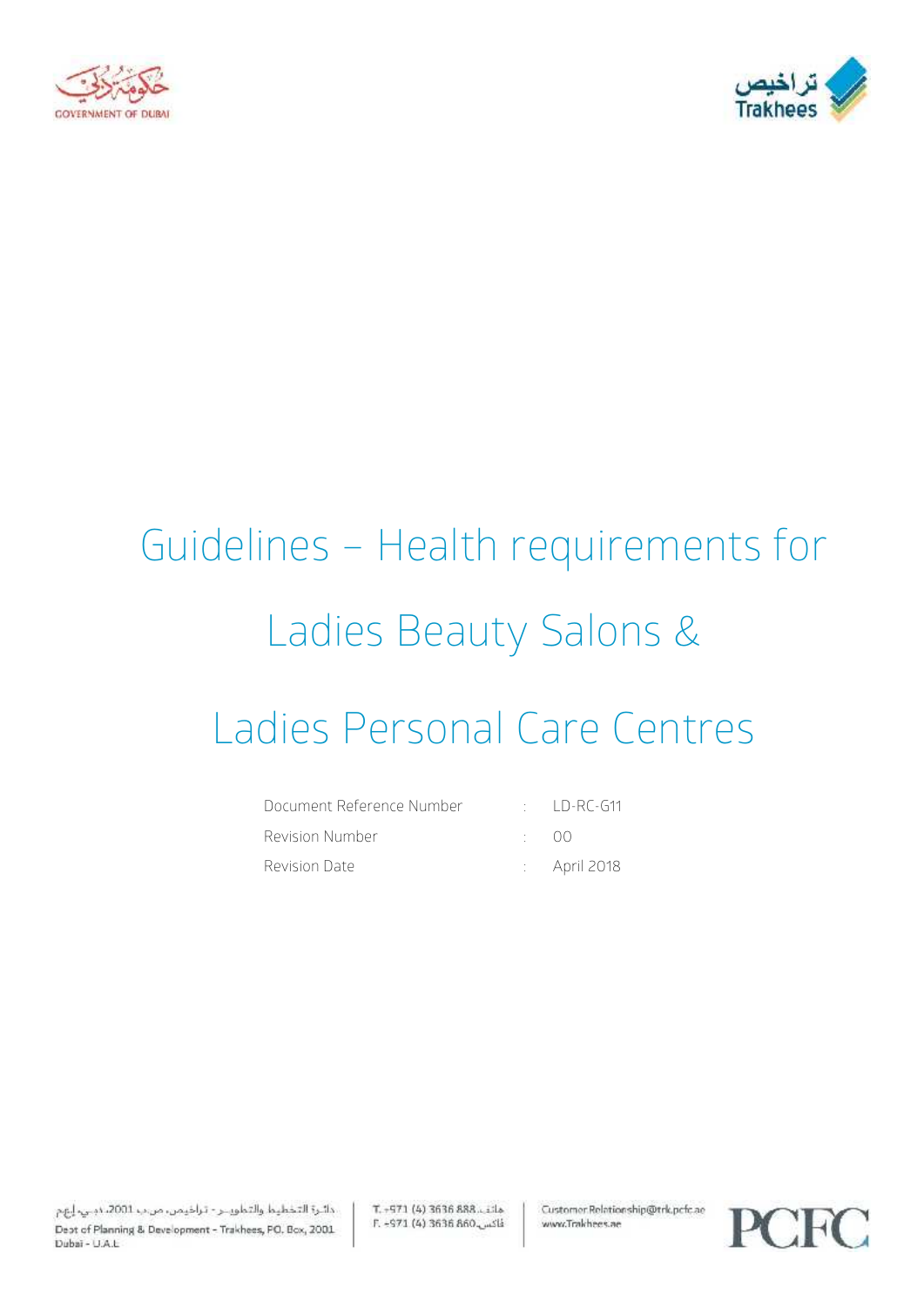# Guidelines – Health requirements for Ladies Beauty Salons & Ladies Personal Care Centres

| | | |
|---|---|---|
| Document Reference Number | : | LD-RC-G11 |
| Revision Number | : | 00 |
| Revision Date | : | April 2018 |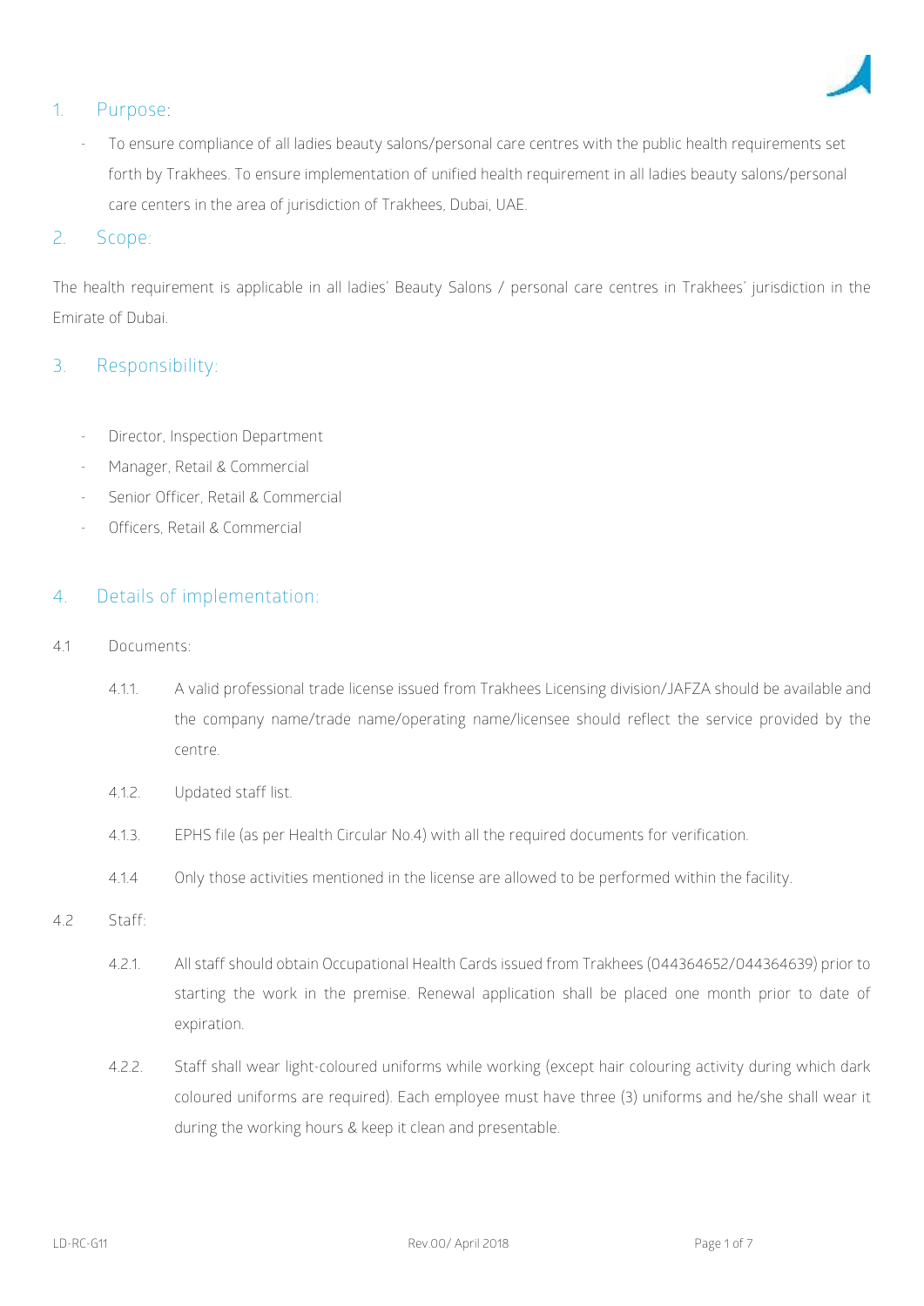## 1. Purpose:

- To ensure compliance of all ladies beauty salons/personal care centres with the public health requirements set forth by Trakhees. To ensure implementation of unified health requirement in all ladies beauty salons/personal care centers in the area of jurisdiction of Trakhees, Dubai, UAE.

## 2. Scope:

The health requirement is applicable in all ladies' Beauty Salons / personal care centres in Trakhees' jurisdiction in the Emirate of Dubai.

## 3. Responsibility:

- Director, Inspection Department
- Manager, Retail & Commercial
- Senior Officer, Retail & Commercial
- Officers, Retail & Commercial

## 4. Details of implementation:

4.1 Documents:

4.1.1. A valid professional trade license issued from Trakhees Licensing division/JAFZA should be available and the company name/trade name/operating name/licensee should reflect the service provided by the centre.

4.1.2. Updated staff list.

4.1.3. EPHS file (as per Health Circular No.4) with all the required documents for verification.

4.1.4 Only those activities mentioned in the license are allowed to be performed within the facility.

4.2 Staff:

4.2.1. All staff should obtain Occupational Health Cards issued from Trakhees (044364652/044364639) prior to starting the work in the premise. Renewal application shall be placed one month prior to date of expiration.

4.2.2. Staff shall wear light-coloured uniforms while working (except hair colouring activity during which dark coloured uniforms are required). Each employee must have three (3) uniforms and he/she shall wear it during the working hours & keep it clean and presentable.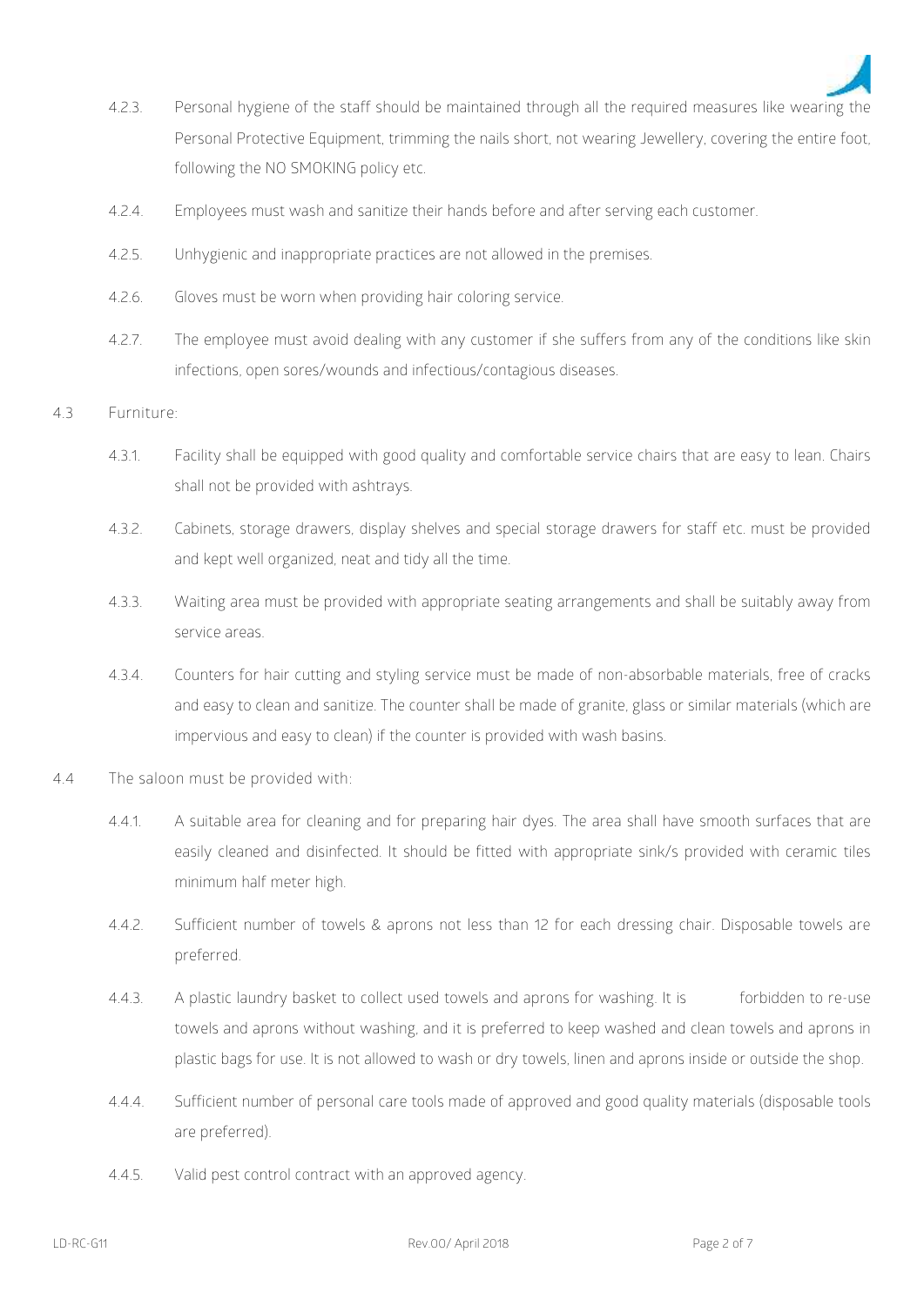4.2.3. Personal hygiene of the staff should be maintained through all the required measures like wearing the Personal Protective Equipment, trimming the nails short, not wearing Jewellery, covering the entire foot, following the NO SMOKING policy etc.

4.2.4. Employees must wash and sanitize their hands before and after serving each customer.

4.2.5. Unhygienic and inappropriate practices are not allowed in the premises.

4.2.6. Gloves must be worn when providing hair coloring service.

4.2.7. The employee must avoid dealing with any customer if she suffers from any of the conditions like skin infections, open sores/wounds and infectious/contagious diseases.

4.3 Furniture:

4.3.1. Facility shall be equipped with good quality and comfortable service chairs that are easy to lean. Chairs shall not be provided with ashtrays.

4.3.2. Cabinets, storage drawers, display shelves and special storage drawers for staff etc. must be provided and kept well organized, neat and tidy all the time.

4.3.3. Waiting area must be provided with appropriate seating arrangements and shall be suitably away from service areas.

4.3.4. Counters for hair cutting and styling service must be made of non-absorbable materials, free of cracks and easy to clean and sanitize. The counter shall be made of granite, glass or similar materials (which are impervious and easy to clean) if the counter is provided with wash basins.

4.4 The saloon must be provided with:

4.4.1. A suitable area for cleaning and for preparing hair dyes. The area shall have smooth surfaces that are easily cleaned and disinfected. It should be fitted with appropriate sink/s provided with ceramic tiles minimum half meter high.

4.4.2. Sufficient number of towels & aprons not less than 12 for each dressing chair. Disposable towels are preferred.

4.4.3. A plastic laundry basket to collect used towels and aprons for washing. It is forbidden to re-use towels and aprons without washing, and it is preferred to keep washed and clean towels and aprons in plastic bags for use. It is not allowed to wash or dry towels, linen and aprons inside or outside the shop.

4.4.4. Sufficient number of personal care tools made of approved and good quality materials (disposable tools are preferred).

4.4.5. Valid pest control contract with an approved agency.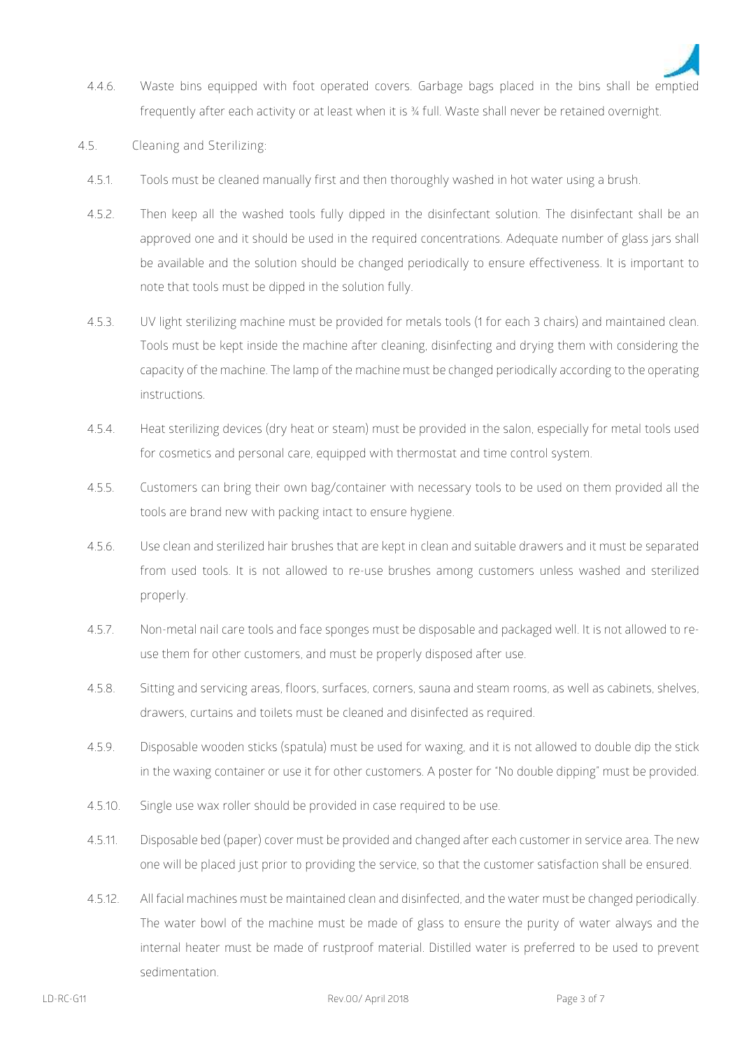4.4.6. Waste bins equipped with foot operated covers. Garbage bags placed in the bins shall be emptied frequently after each activity or at least when it is ¾ full. Waste shall never be retained overnight.

4.5. Cleaning and Sterilizing:

4.5.1. Tools must be cleaned manually first and then thoroughly washed in hot water using a brush.

4.5.2. Then keep all the washed tools fully dipped in the disinfectant solution. The disinfectant shall be an approved one and it should be used in the required concentrations. Adequate number of glass jars shall be available and the solution should be changed periodically to ensure effectiveness. It is important to note that tools must be dipped in the solution fully.

4.5.3. UV light sterilizing machine must be provided for metals tools (1 for each 3 chairs) and maintained clean. Tools must be kept inside the machine after cleaning, disinfecting and drying them with considering the capacity of the machine. The lamp of the machine must be changed periodically according to the operating instructions.

4.5.4. Heat sterilizing devices (dry heat or steam) must be provided in the salon, especially for metal tools used for cosmetics and personal care, equipped with thermostat and time control system.

4.5.5. Customers can bring their own bag/container with necessary tools to be used on them provided all the tools are brand new with packing intact to ensure hygiene.

4.5.6. Use clean and sterilized hair brushes that are kept in clean and suitable drawers and it must be separated from used tools. It is not allowed to re-use brushes among customers unless washed and sterilized properly.

4.5.7. Non-metal nail care tools and face sponges must be disposable and packaged well. It is not allowed to re-use them for other customers, and must be properly disposed after use.

4.5.8. Sitting and servicing areas, floors, surfaces, corners, sauna and steam rooms, as well as cabinets, shelves, drawers, curtains and toilets must be cleaned and disinfected as required.

4.5.9. Disposable wooden sticks (spatula) must be used for waxing, and it is not allowed to double dip the stick in the waxing container or use it for other customers. A poster for "No double dipping" must be provided.

4.5.10. Single use wax roller should be provided in case required to be use.

4.5.11. Disposable bed (paper) cover must be provided and changed after each customer in service area. The new one will be placed just prior to providing the service, so that the customer satisfaction shall be ensured.

4.5.12. All facial machines must be maintained clean and disinfected, and the water must be changed periodically. The water bowl of the machine must be made of glass to ensure the purity of water always and the internal heater must be made of rustproof material. Distilled water is preferred to be used to prevent sedimentation.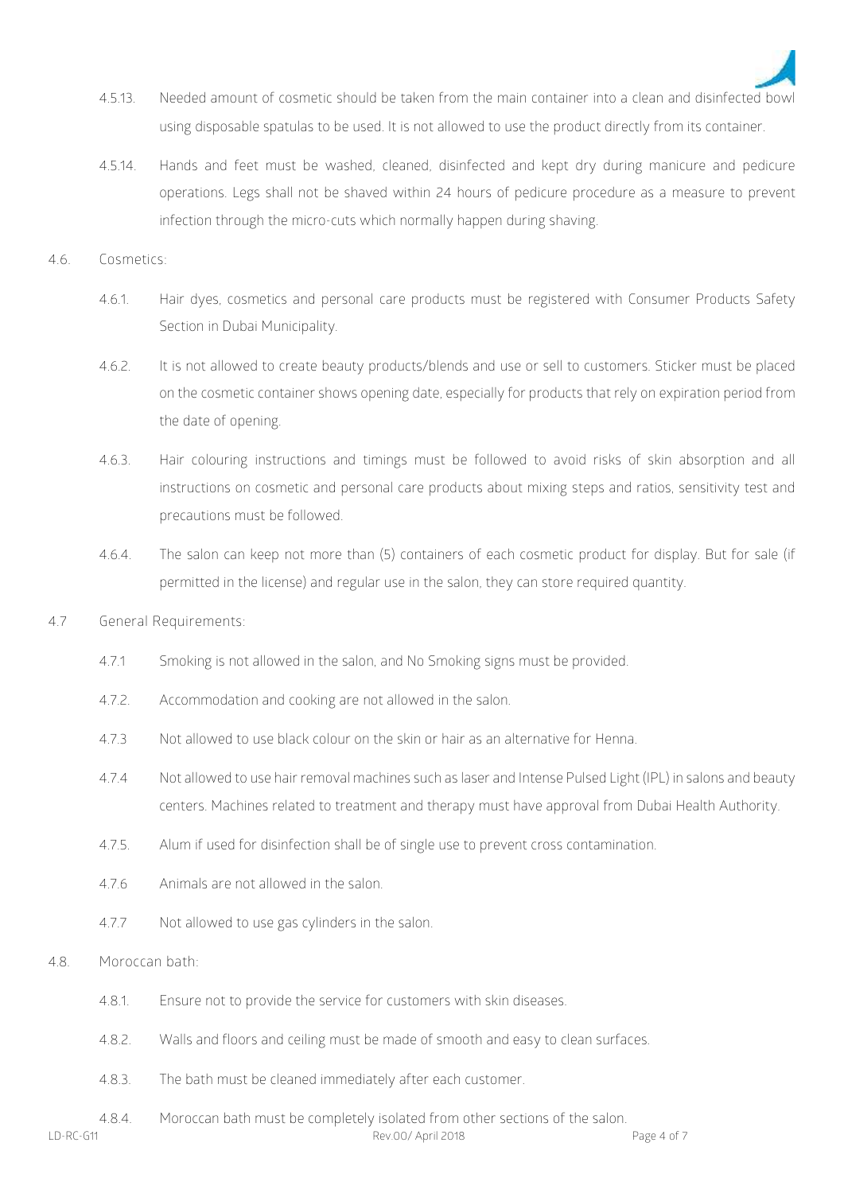4.5.13. Needed amount of cosmetic should be taken from the main container into a clean and disinfected bowl using disposable spatulas to be used. It is not allowed to use the product directly from its container.

4.5.14. Hands and feet must be washed, cleaned, disinfected and kept dry during manicure and pedicure operations. Legs shall not be shaved within 24 hours of pedicure procedure as a measure to prevent infection through the micro-cuts which normally happen during shaving.

4.6. Cosmetics:

4.6.1. Hair dyes, cosmetics and personal care products must be registered with Consumer Products Safety Section in Dubai Municipality.

4.6.2. It is not allowed to create beauty products/blends and use or sell to customers. Sticker must be placed on the cosmetic container shows opening date, especially for products that rely on expiration period from the date of opening.

4.6.3. Hair colouring instructions and timings must be followed to avoid risks of skin absorption and all instructions on cosmetic and personal care products about mixing steps and ratios, sensitivity test and precautions must be followed.

4.6.4. The salon can keep not more than (5) containers of each cosmetic product for display. But for sale (if permitted in the license) and regular use in the salon, they can store required quantity.

4.7 General Requirements:

4.7.1 Smoking is not allowed in the salon, and No Smoking signs must be provided.

4.7.2. Accommodation and cooking are not allowed in the salon.

4.7.3 Not allowed to use black colour on the skin or hair as an alternative for Henna.

4.7.4 Not allowed to use hair removal machines such as laser and Intense Pulsed Light (IPL) in salons and beauty centers. Machines related to treatment and therapy must have approval from Dubai Health Authority.

4.7.5. Alum if used for disinfection shall be of single use to prevent cross contamination.

4.7.6 Animals are not allowed in the salon.

4.7.7 Not allowed to use gas cylinders in the salon.

4.8. Moroccan bath:

4.8.1. Ensure not to provide the service for customers with skin diseases.

4.8.2. Walls and floors and ceiling must be made of smooth and easy to clean surfaces.

4.8.3. The bath must be cleaned immediately after each customer.

4.8.4. Moroccan bath must be completely isolated from other sections of the salon.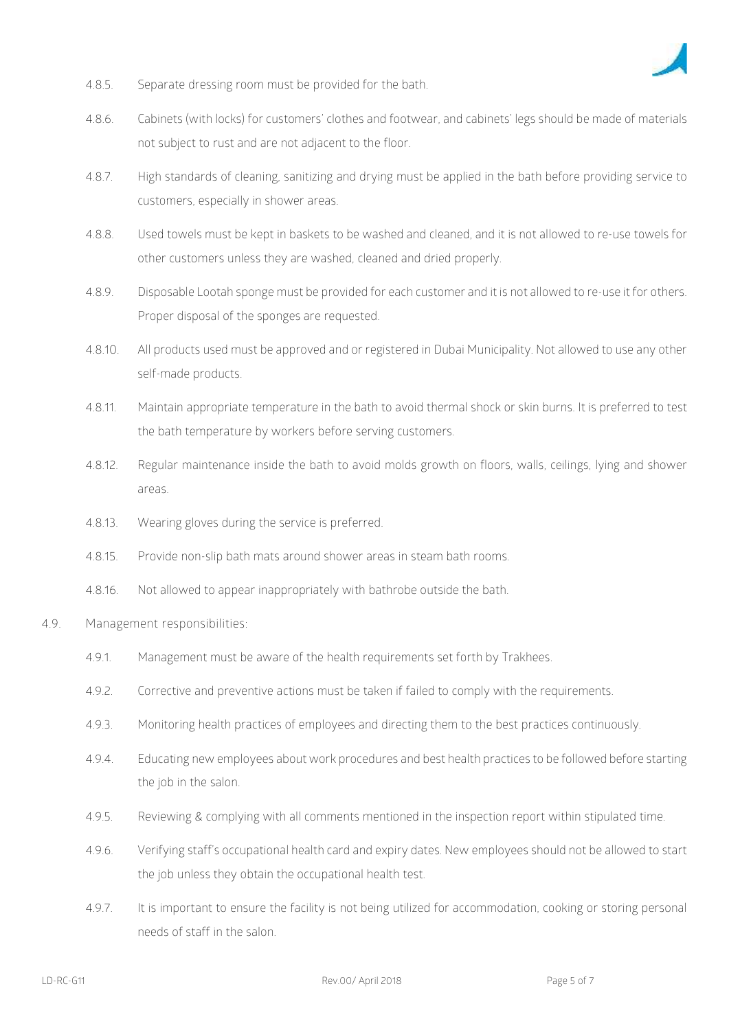4.8.5. Separate dressing room must be provided for the bath.

4.8.6. Cabinets (with locks) for customers' clothes and footwear, and cabinets' legs should be made of materials not subject to rust and are not adjacent to the floor.

4.8.7. High standards of cleaning, sanitizing and drying must be applied in the bath before providing service to customers, especially in shower areas.

4.8.8. Used towels must be kept in baskets to be washed and cleaned, and it is not allowed to re-use towels for other customers unless they are washed, cleaned and dried properly.

4.8.9. Disposable Lootah sponge must be provided for each customer and it is not allowed to re-use it for others. Proper disposal of the sponges are requested.

4.8.10. All products used must be approved and or registered in Dubai Municipality. Not allowed to use any other self-made products.

4.8.11. Maintain appropriate temperature in the bath to avoid thermal shock or skin burns. It is preferred to test the bath temperature by workers before serving customers.

4.8.12. Regular maintenance inside the bath to avoid molds growth on floors, walls, ceilings, lying and shower areas.

4.8.13. Wearing gloves during the service is preferred.

4.8.15. Provide non-slip bath mats around shower areas in steam bath rooms.

4.8.16. Not allowed to appear inappropriately with bathrobe outside the bath.

4.9. Management responsibilities:

4.9.1. Management must be aware of the health requirements set forth by Trakhees.

4.9.2. Corrective and preventive actions must be taken if failed to comply with the requirements.

4.9.3. Monitoring health practices of employees and directing them to the best practices continuously.

4.9.4. Educating new employees about work procedures and best health practices to be followed before starting the job in the salon.

4.9.5. Reviewing & complying with all comments mentioned in the inspection report within stipulated time.

4.9.6. Verifying staff's occupational health card and expiry dates. New employees should not be allowed to start the job unless they obtain the occupational health test.

4.9.7. It is important to ensure the facility is not being utilized for accommodation, cooking or storing personal needs of staff in the salon.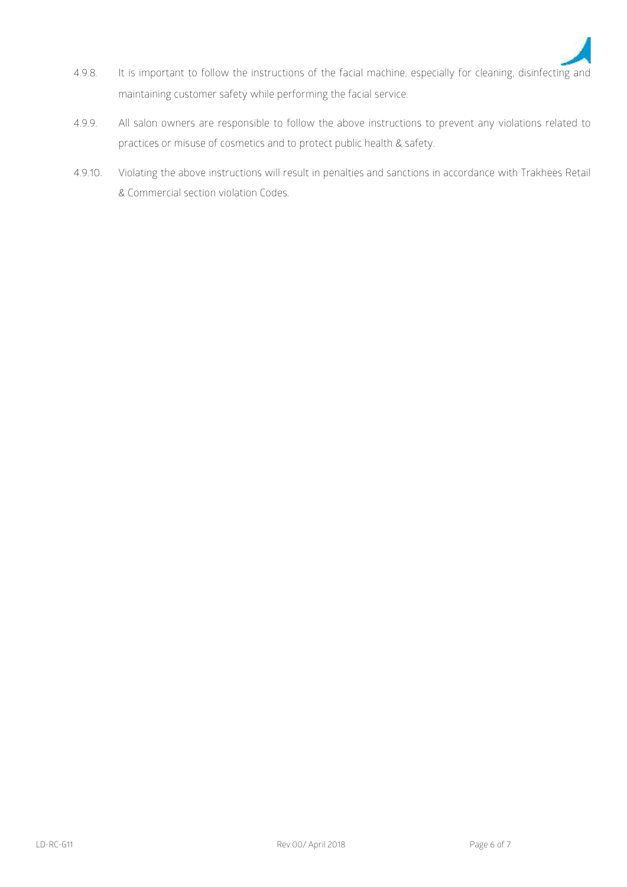4.9.8. It is important to follow the instructions of the facial machine, especially for cleaning, disinfecting and maintaining customer safety while performing the facial service.

4.9.9. All salon owners are responsible to follow the above instructions to prevent any violations related to practices or misuse of cosmetics and to protect public health & safety.

4.9.10. Violating the above instructions will result in penalties and sanctions in accordance with Trakhees Retail & Commercial section violation Codes.